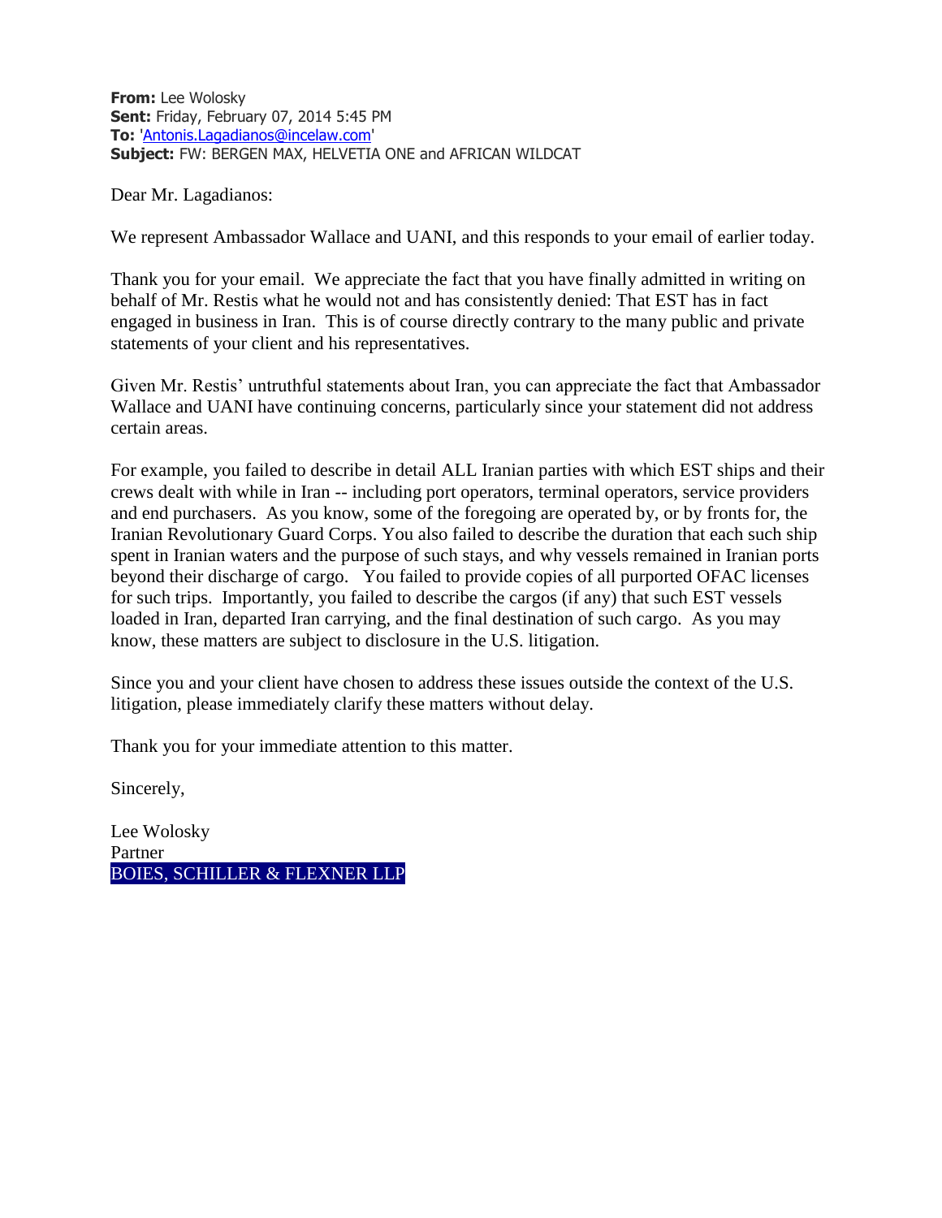**From:** Lee Wolosky
**Sent:** Friday, February 07, 2014 5:45 PM
**To:** 'Antonis.Lagadianos@incelaw.com'
**Subject:** FW: BERGEN MAX, HELVETIA ONE and AFRICAN WILDCAT

Dear Mr. Lagadianos:

We represent Ambassador Wallace and UANI, and this responds to your email of earlier today.

Thank you for your email. We appreciate the fact that you have finally admitted in writing on behalf of Mr. Restis what he would not and has consistently denied: That EST has in fact engaged in business in Iran. This is of course directly contrary to the many public and private statements of your client and his representatives.

Given Mr. Restis' untruthful statements about Iran, you can appreciate the fact that Ambassador Wallace and UANI have continuing concerns, particularly since your statement did not address certain areas.

For example, you failed to describe in detail ALL Iranian parties with which EST ships and their crews dealt with while in Iran -- including port operators, terminal operators, service providers and end purchasers. As you know, some of the foregoing are operated by, or by fronts for, the Iranian Revolutionary Guard Corps. You also failed to describe the duration that each such ship spent in Iranian waters and the purpose of such stays, and why vessels remained in Iranian ports beyond their discharge of cargo. You failed to provide copies of all purported OFAC licenses for such trips. Importantly, you failed to describe the cargos (if any) that such EST vessels loaded in Iran, departed Iran carrying, and the final destination of such cargo. As you may know, these matters are subject to disclosure in the U.S. litigation.

Since you and your client have chosen to address these issues outside the context of the U.S. litigation, please immediately clarify these matters without delay.

Thank you for your immediate attention to this matter.

Sincerely,

Lee Wolosky
Partner
BOIES, SCHILLER & FLEXNER LLP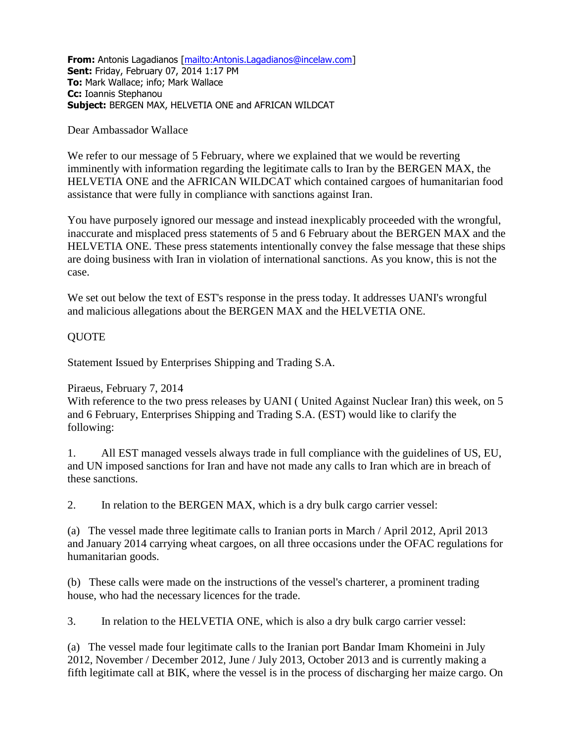**From:** Antonis Lagadianos [mailto:Antonis.Lagadianos@incelaw.com]
**Sent:** Friday, February 07, 2014 1:17 PM
**To:** Mark Wallace; info; Mark Wallace
**Cc:** Ioannis Stephanou
**Subject:** BERGEN MAX, HELVETIA ONE and AFRICAN WILDCAT

Dear Ambassador Wallace

We refer to our message of 5 February, where we explained that we would be reverting imminently with information regarding the legitimate calls to Iran by the BERGEN MAX, the HELVETIA ONE and the AFRICAN WILDCAT which contained cargoes of humanitarian food assistance that were fully in compliance with sanctions against Iran.

You have purposely ignored our message and instead inexplicably proceeded with the wrongful, inaccurate and misplaced press statements of 5 and 6 February about the BERGEN MAX and the HELVETIA ONE. These press statements intentionally convey the false message that these ships are doing business with Iran in violation of international sanctions. As you know, this is not the case.

We set out below the text of EST's response in the press today. It addresses UANI's wrongful and malicious allegations about the BERGEN MAX and the HELVETIA ONE.

QUOTE

Statement Issued by Enterprises Shipping and Trading S.A.

Piraeus, February 7, 2014
With reference to the two press releases by UANI ( United Against Nuclear Iran) this week, on 5 and 6 February, Enterprises Shipping and Trading S.A. (EST) would like to clarify the following:

1. All EST managed vessels always trade in full compliance with the guidelines of US, EU, and UN imposed sanctions for Iran and have not made any calls to Iran which are in breach of these sanctions.

2. In relation to the BERGEN MAX, which is a dry bulk cargo carrier vessel:

(a) The vessel made three legitimate calls to Iranian ports in March / April 2012, April 2013 and January 2014 carrying wheat cargoes, on all three occasions under the OFAC regulations for humanitarian goods.

(b) These calls were made on the instructions of the vessel's charterer, a prominent trading house, who had the necessary licences for the trade.

3. In relation to the HELVETIA ONE, which is also a dry bulk cargo carrier vessel:

(a) The vessel made four legitimate calls to the Iranian port Bandar Imam Khomeini in July 2012, November / December 2012, June / July 2013, October 2013 and is currently making a fifth legitimate call at BIK, where the vessel is in the process of discharging her maize cargo. On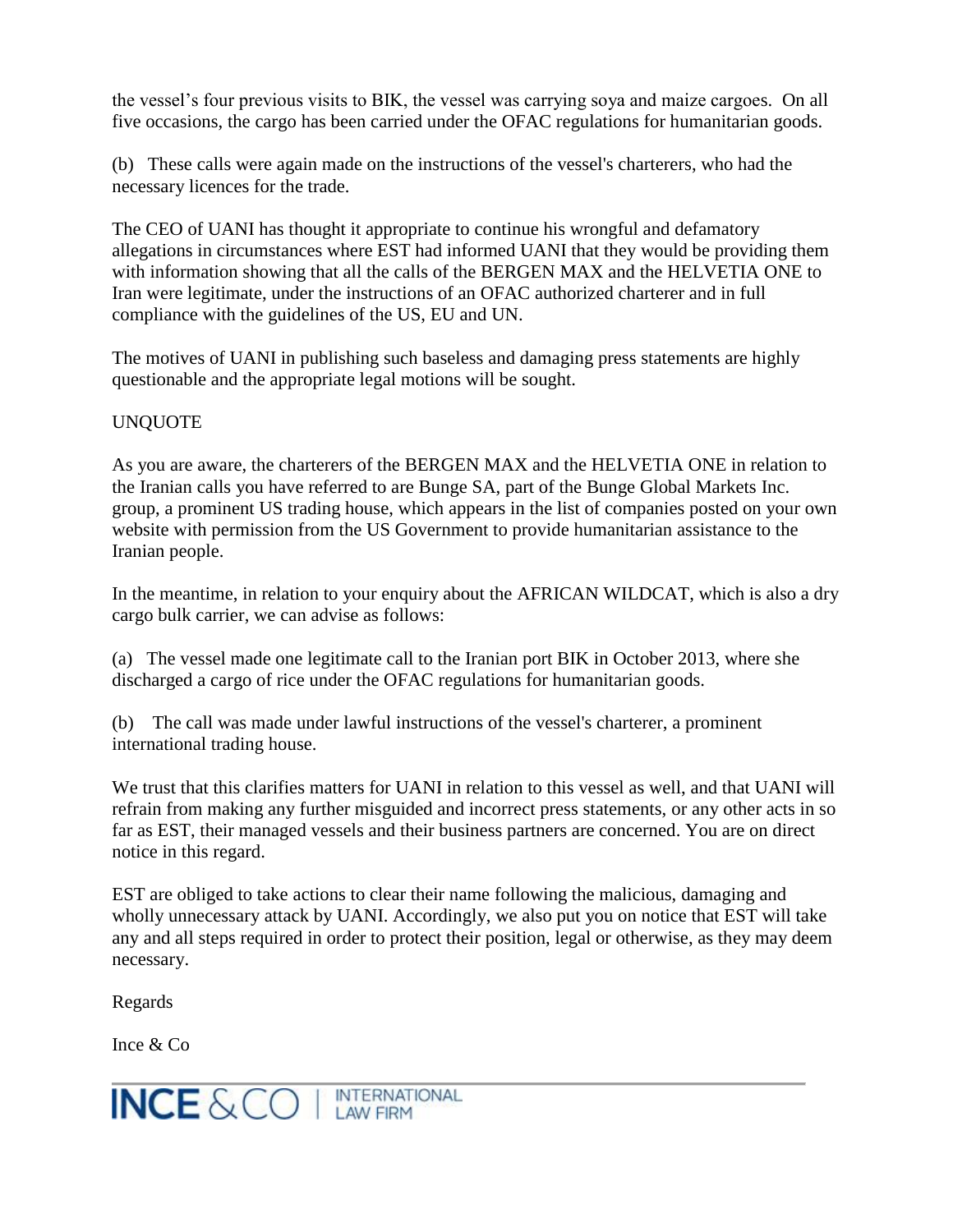the vessel's four previous visits to BIK, the vessel was carrying soya and maize cargoes. On all five occasions, the cargo has been carried under the OFAC regulations for humanitarian goods.

(b) These calls were again made on the instructions of the vessel's charterers, who had the necessary licences for the trade.

The CEO of UANI has thought it appropriate to continue his wrongful and defamatory allegations in circumstances where EST had informed UANI that they would be providing them with information showing that all the calls of the BERGEN MAX and the HELVETIA ONE to Iran were legitimate, under the instructions of an OFAC authorized charterer and in full compliance with the guidelines of the US, EU and UN.

The motives of UANI in publishing such baseless and damaging press statements are highly questionable and the appropriate legal motions will be sought.

UNQUOTE

As you are aware, the charterers of the BERGEN MAX and the HELVETIA ONE in relation to the Iranian calls you have referred to are Bunge SA, part of the Bunge Global Markets Inc. group, a prominent US trading house, which appears in the list of companies posted on your own website with permission from the US Government to provide humanitarian assistance to the Iranian people.

In the meantime, in relation to your enquiry about the AFRICAN WILDCAT, which is also a dry cargo bulk carrier, we can advise as follows:

(a) The vessel made one legitimate call to the Iranian port BIK in October 2013, where she discharged a cargo of rice under the OFAC regulations for humanitarian goods.

(b) The call was made under lawful instructions of the vessel's charterer, a prominent international trading house.

We trust that this clarifies matters for UANI in relation to this vessel as well, and that UANI will refrain from making any further misguided and incorrect press statements, or any other acts in so far as EST, their managed vessels and their business partners are concerned. You are on direct notice in this regard.

EST are obliged to take actions to clear their name following the malicious, damaging and wholly unnecessary attack by UANI. Accordingly, we also put you on notice that EST will take any and all steps required in order to protect their position, legal or otherwise, as they may deem necessary.

Regards

Ince & Co

INCE & CO | INTERNATIONAL LAW FIRM